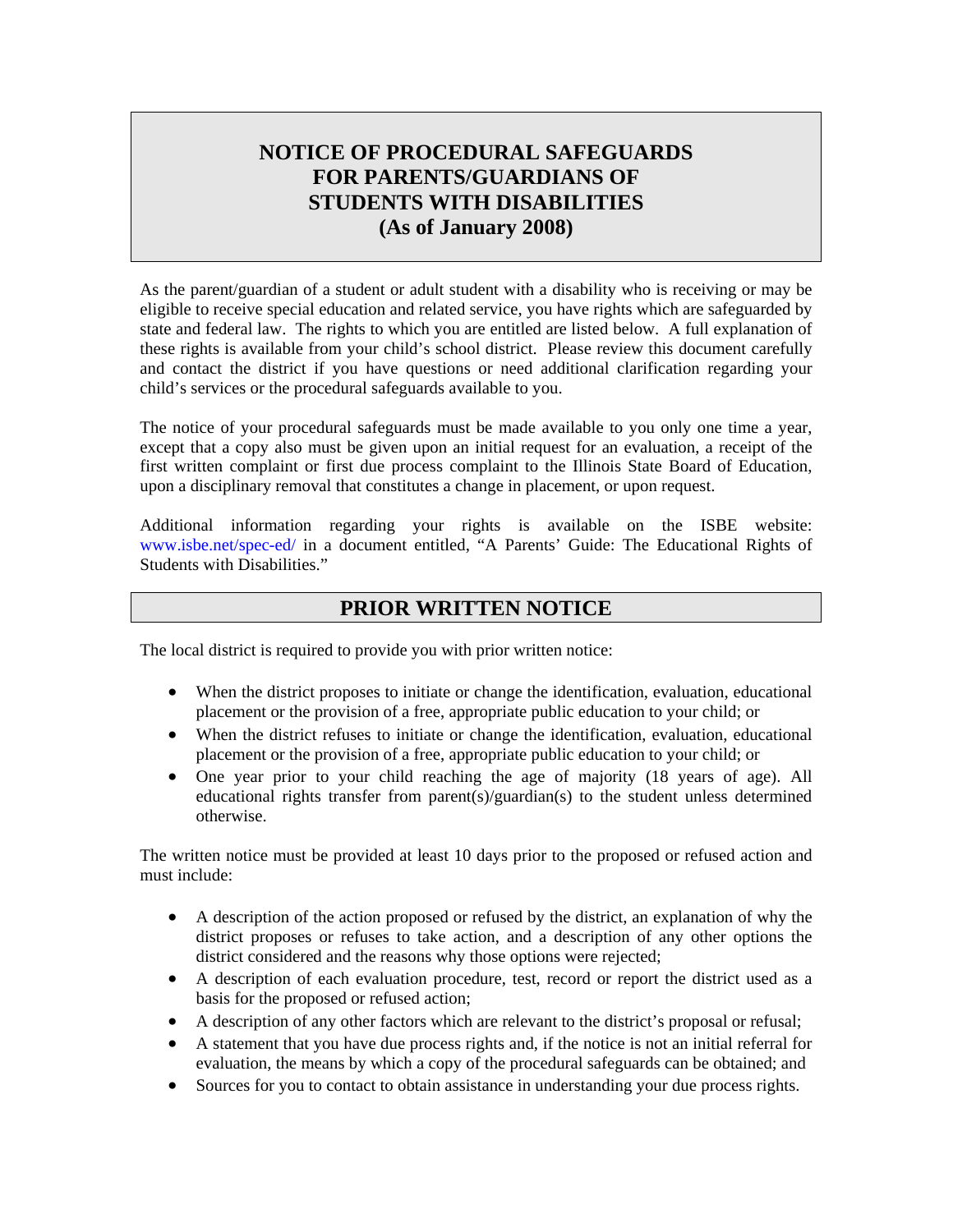# NOTICE OF PROCEDURAL SAFEGUARDS FOR PARENTS/GUARDIANS OF STUDENTS WITH DISABILITIES (As of January 2008)

As the parent/guardian of a student or adult student with a disability who is receiving or may be eligible to receive special education and related service, you have rights which are safeguarded by state and federal law. The rights to which you are entitled are listed below. A full explanation of these rights is available from your child's school district. Please review this document carefully and contact the district if you have questions or need additional clarification regarding your child's services or the procedural safeguards available to you.

The notice of your procedural safeguards must be made available to you only one time a year, except that a copy also must be given upon an initial request for an evaluation, a receipt of the first written complaint or first due process complaint to the Illinois State Board of Education, upon a disciplinary removal that constitutes a change in placement, or upon request.

Additional information regarding your rights is available on the ISBE website: www.isbe.net/spec-ed/ in a document entitled, "A Parents' Guide: The Educational Rights of Students with Disabilities."

## PRIOR WRITTEN NOTICE

The local district is required to provide you with prior written notice:

- When the district proposes to initiate or change the identification, evaluation, educational placement or the provision of a free, appropriate public education to your child; or
- When the district refuses to initiate or change the identification, evaluation, educational placement or the provision of a free, appropriate public education to your child; or
- One year prior to your child reaching the age of majority (18 years of age). All educational rights transfer from parent(s)/guardian(s) to the student unless determined otherwise.

The written notice must be provided at least 10 days prior to the proposed or refused action and must include:

- A description of the action proposed or refused by the district, an explanation of why the district proposes or refuses to take action, and a description of any other options the district considered and the reasons why those options were rejected;
- A description of each evaluation procedure, test, record or report the district used as a basis for the proposed or refused action;
- A description of any other factors which are relevant to the district's proposal or refusal;
- A statement that you have due process rights and, if the notice is not an initial referral for evaluation, the means by which a copy of the procedural safeguards can be obtained; and
- Sources for you to contact to obtain assistance in understanding your due process rights.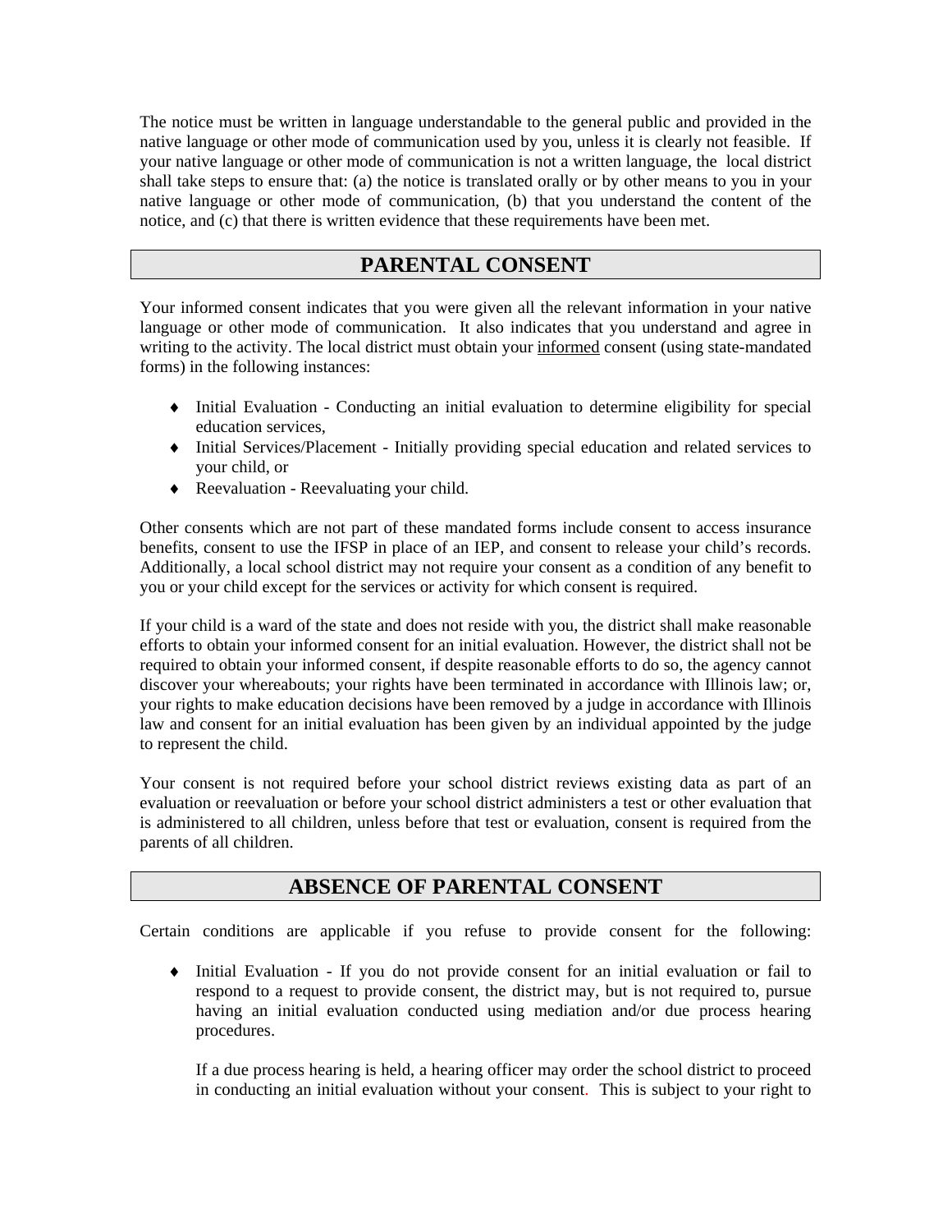The notice must be written in language understandable to the general public and provided in the native language or other mode of communication used by you, unless it is clearly not feasible. If your native language or other mode of communication is not a written language, the local district shall take steps to ensure that: (a) the notice is translated orally or by other means to you in your native language or other mode of communication, (b) that you understand the content of the notice, and (c) that there is written evidence that these requirements have been met.

## PARENTAL CONSENT

Your informed consent indicates that you were given all the relevant information in your native language or other mode of communication. It also indicates that you understand and agree in writing to the activity. The local district must obtain your <u>informed</u> consent (using state-mandated forms) in the following instances:

- Initial Evaluation - Conducting an initial evaluation to determine eligibility for special education services,
- Initial Services/Placement - Initially providing special education and related services to your child, or
- Reevaluation - Reevaluating your child.

Other consents which are not part of these mandated forms include consent to access insurance benefits, consent to use the IFSP in place of an IEP, and consent to release your child's records. Additionally, a local school district may not require your consent as a condition of any benefit to you or your child except for the services or activity for which consent is required.

If your child is a ward of the state and does not reside with you, the district shall make reasonable efforts to obtain your informed consent for an initial evaluation. However, the district shall not be required to obtain your informed consent, if despite reasonable efforts to do so, the agency cannot discover your whereabouts; your rights have been terminated in accordance with Illinois law; or, your rights to make education decisions have been removed by a judge in accordance with Illinois law and consent for an initial evaluation has been given by an individual appointed by the judge to represent the child.

Your consent is not required before your school district reviews existing data as part of an evaluation or reevaluation or before your school district administers a test or other evaluation that is administered to all children, unless before that test or evaluation, consent is required from the parents of all children.

## ABSENCE OF PARENTAL CONSENT

Certain conditions are applicable if you refuse to provide consent for the following:

- Initial Evaluation - If you do not provide consent for an initial evaluation or fail to respond to a request to provide consent, the district may, but is not required to, pursue having an initial evaluation conducted using mediation and/or due process hearing procedures.

  If a due process hearing is held, a hearing officer may order the school district to proceed in conducting an initial evaluation without your consent. This is subject to your right to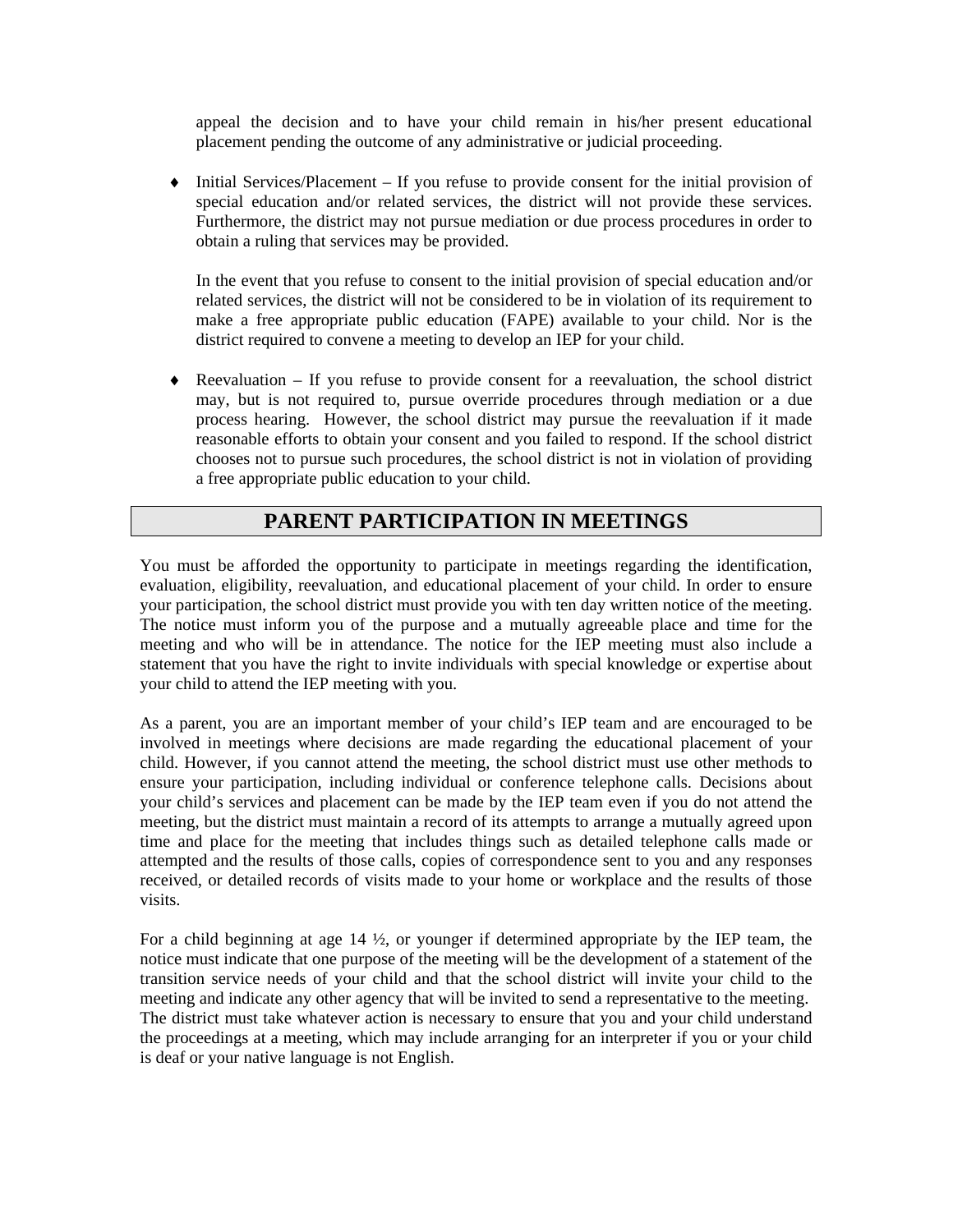appeal the decision and to have your child remain in his/her present educational placement pending the outcome of any administrative or judicial proceeding.

- Initial Services/Placement – If you refuse to provide consent for the initial provision of special education and/or related services, the district will not provide these services. Furthermore, the district may not pursue mediation or due process procedures in order to obtain a ruling that services may be provided.

  In the event that you refuse to consent to the initial provision of special education and/or related services, the district will not be considered to be in violation of its requirement to make a free appropriate public education (FAPE) available to your child. Nor is the district required to convene a meeting to develop an IEP for your child.

- Reevaluation – If you refuse to provide consent for a reevaluation, the school district may, but is not required to, pursue override procedures through mediation or a due process hearing. However, the school district may pursue the reevaluation if it made reasonable efforts to obtain your consent and you failed to respond. If the school district chooses not to pursue such procedures, the school district is not in violation of providing a free appropriate public education to your child.

## PARENT PARTICIPATION IN MEETINGS

You must be afforded the opportunity to participate in meetings regarding the identification, evaluation, eligibility, reevaluation, and educational placement of your child. In order to ensure your participation, the school district must provide you with ten day written notice of the meeting. The notice must inform you of the purpose and a mutually agreeable place and time for the meeting and who will be in attendance. The notice for the IEP meeting must also include a statement that you have the right to invite individuals with special knowledge or expertise about your child to attend the IEP meeting with you.

As a parent, you are an important member of your child's IEP team and are encouraged to be involved in meetings where decisions are made regarding the educational placement of your child. However, if you cannot attend the meeting, the school district must use other methods to ensure your participation, including individual or conference telephone calls. Decisions about your child's services and placement can be made by the IEP team even if you do not attend the meeting, but the district must maintain a record of its attempts to arrange a mutually agreed upon time and place for the meeting that includes things such as detailed telephone calls made or attempted and the results of those calls, copies of correspondence sent to you and any responses received, or detailed records of visits made to your home or workplace and the results of those visits.

For a child beginning at age 14 ½, or younger if determined appropriate by the IEP team, the notice must indicate that one purpose of the meeting will be the development of a statement of the transition service needs of your child and that the school district will invite your child to the meeting and indicate any other agency that will be invited to send a representative to the meeting. The district must take whatever action is necessary to ensure that you and your child understand the proceedings at a meeting, which may include arranging for an interpreter if you or your child is deaf or your native language is not English.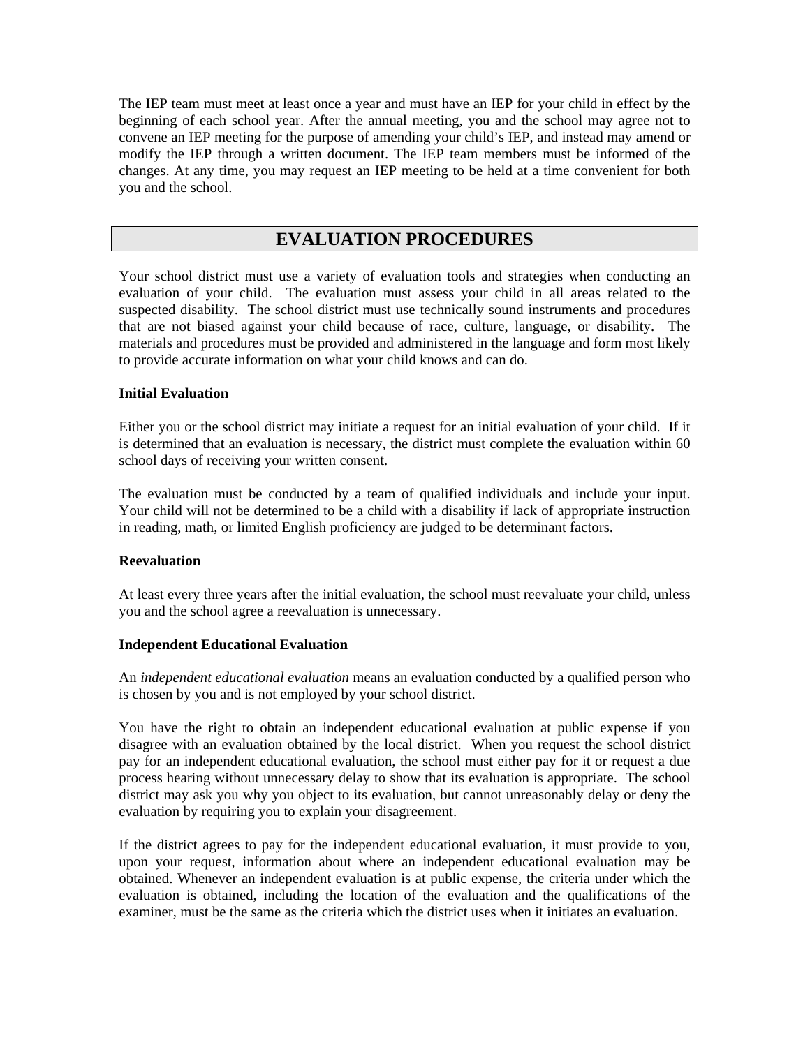The IEP team must meet at least once a year and must have an IEP for your child in effect by the beginning of each school year. After the annual meeting, you and the school may agree not to convene an IEP meeting for the purpose of amending your child's IEP, and instead may amend or modify the IEP through a written document. The IEP team members must be informed of the changes. At any time, you may request an IEP meeting to be held at a time convenient for both you and the school.

## EVALUATION PROCEDURES

Your school district must use a variety of evaluation tools and strategies when conducting an evaluation of your child. The evaluation must assess your child in all areas related to the suspected disability. The school district must use technically sound instruments and procedures that are not biased against your child because of race, culture, language, or disability. The materials and procedures must be provided and administered in the language and form most likely to provide accurate information on what your child knows and can do.

### Initial Evaluation

Either you or the school district may initiate a request for an initial evaluation of your child. If it is determined that an evaluation is necessary, the district must complete the evaluation within 60 school days of receiving your written consent.

The evaluation must be conducted by a team of qualified individuals and include your input. Your child will not be determined to be a child with a disability if lack of appropriate instruction in reading, math, or limited English proficiency are judged to be determinant factors.

### Reevaluation

At least every three years after the initial evaluation, the school must reevaluate your child, unless you and the school agree a reevaluation is unnecessary.

### Independent Educational Evaluation

An *independent educational evaluation* means an evaluation conducted by a qualified person who is chosen by you and is not employed by your school district.

You have the right to obtain an independent educational evaluation at public expense if you disagree with an evaluation obtained by the local district. When you request the school district pay for an independent educational evaluation, the school must either pay for it or request a due process hearing without unnecessary delay to show that its evaluation is appropriate. The school district may ask you why you object to its evaluation, but cannot unreasonably delay or deny the evaluation by requiring you to explain your disagreement.

If the district agrees to pay for the independent educational evaluation, it must provide to you, upon your request, information about where an independent educational evaluation may be obtained. Whenever an independent evaluation is at public expense, the criteria under which the evaluation is obtained, including the location of the evaluation and the qualifications of the examiner, must be the same as the criteria which the district uses when it initiates an evaluation.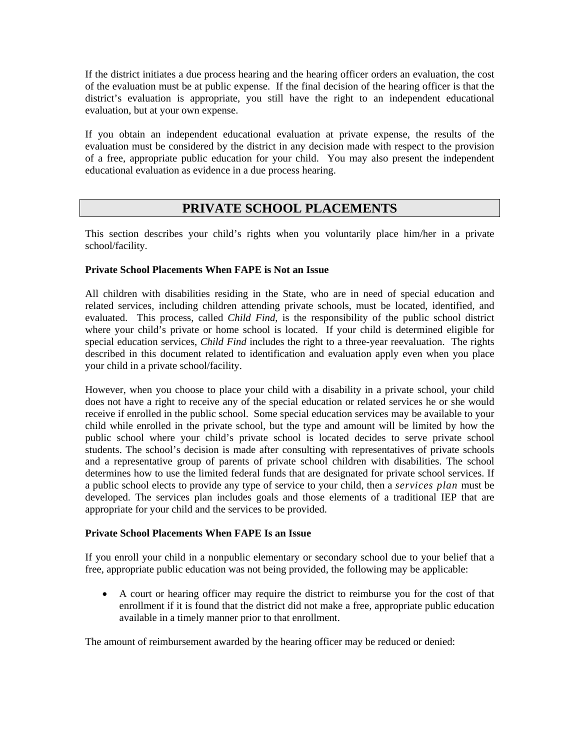If the district initiates a due process hearing and the hearing officer orders an evaluation, the cost of the evaluation must be at public expense. If the final decision of the hearing officer is that the district's evaluation is appropriate, you still have the right to an independent educational evaluation, but at your own expense.

If you obtain an independent educational evaluation at private expense, the results of the evaluation must be considered by the district in any decision made with respect to the provision of a free, appropriate public education for your child. You may also present the independent educational evaluation as evidence in a due process hearing.

## PRIVATE SCHOOL PLACEMENTS

This section describes your child's rights when you voluntarily place him/her in a private school/facility.

**Private School Placements When FAPE is Not an Issue**

All children with disabilities residing in the State, who are in need of special education and related services, including children attending private schools, must be located, identified, and evaluated. This process, called *Child Find*, is the responsibility of the public school district where your child's private or home school is located. If your child is determined eligible for special education services, *Child Find* includes the right to a three-year reevaluation. The rights described in this document related to identification and evaluation apply even when you place your child in a private school/facility.

However, when you choose to place your child with a disability in a private school, your child does not have a right to receive any of the special education or related services he or she would receive if enrolled in the public school. Some special education services may be available to your child while enrolled in the private school, but the type and amount will be limited by how the public school where your child's private school is located decides to serve private school students. The school's decision is made after consulting with representatives of private schools and a representative group of parents of private school children with disabilities. The school determines how to use the limited federal funds that are designated for private school services. If a public school elects to provide any type of service to your child, then a *services plan* must be developed. The services plan includes goals and those elements of a traditional IEP that are appropriate for your child and the services to be provided.

**Private School Placements When FAPE Is an Issue**

If you enroll your child in a nonpublic elementary or secondary school due to your belief that a free, appropriate public education was not being provided, the following may be applicable:

- A court or hearing officer may require the district to reimburse you for the cost of that enrollment if it is found that the district did not make a free, appropriate public education available in a timely manner prior to that enrollment.

The amount of reimbursement awarded by the hearing officer may be reduced or denied: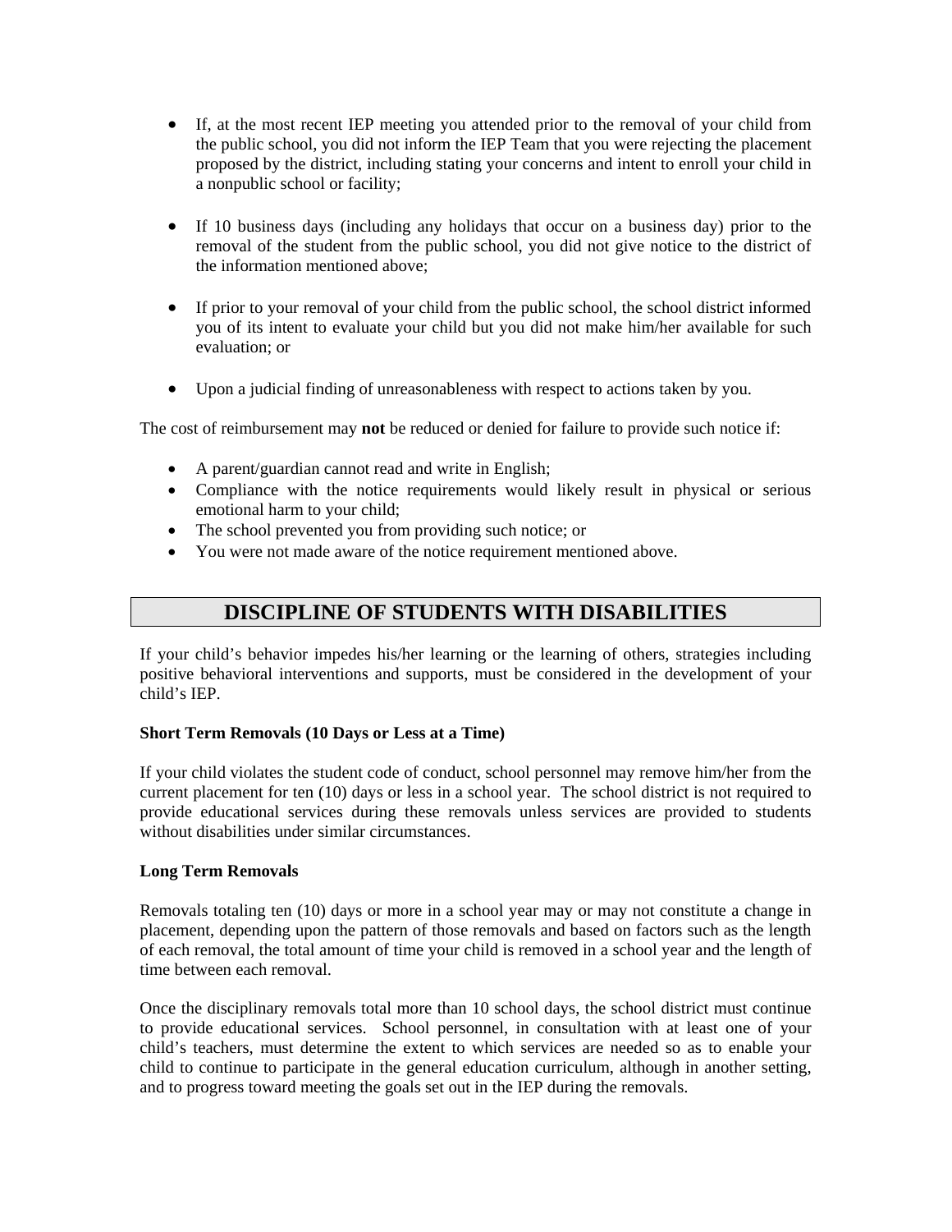- If, at the most recent IEP meeting you attended prior to the removal of your child from the public school, you did not inform the IEP Team that you were rejecting the placement proposed by the district, including stating your concerns and intent to enroll your child in a nonpublic school or facility;

- If 10 business days (including any holidays that occur on a business day) prior to the removal of the student from the public school, you did not give notice to the district of the information mentioned above;

- If prior to your removal of your child from the public school, the school district informed you of its intent to evaluate your child but you did not make him/her available for such evaluation; or

- Upon a judicial finding of unreasonableness with respect to actions taken by you.

The cost of reimbursement may **not** be reduced or denied for failure to provide such notice if:

- A parent/guardian cannot read and write in English;
- Compliance with the notice requirements would likely result in physical or serious emotional harm to your child;
- The school prevented you from providing such notice; or
- You were not made aware of the notice requirement mentioned above.

## DISCIPLINE OF STUDENTS WITH DISABILITIES

If your child's behavior impedes his/her learning or the learning of others, strategies including positive behavioral interventions and supports, must be considered in the development of your child's IEP.

**Short Term Removals (10 Days or Less at a Time)**

If your child violates the student code of conduct, school personnel may remove him/her from the current placement for ten (10) days or less in a school year. The school district is not required to provide educational services during these removals unless services are provided to students without disabilities under similar circumstances.

**Long Term Removals**

Removals totaling ten (10) days or more in a school year may or may not constitute a change in placement, depending upon the pattern of those removals and based on factors such as the length of each removal, the total amount of time your child is removed in a school year and the length of time between each removal.

Once the disciplinary removals total more than 10 school days, the school district must continue to provide educational services. School personnel, in consultation with at least one of your child's teachers, must determine the extent to which services are needed so as to enable your child to continue to participate in the general education curriculum, although in another setting, and to progress toward meeting the goals set out in the IEP during the removals.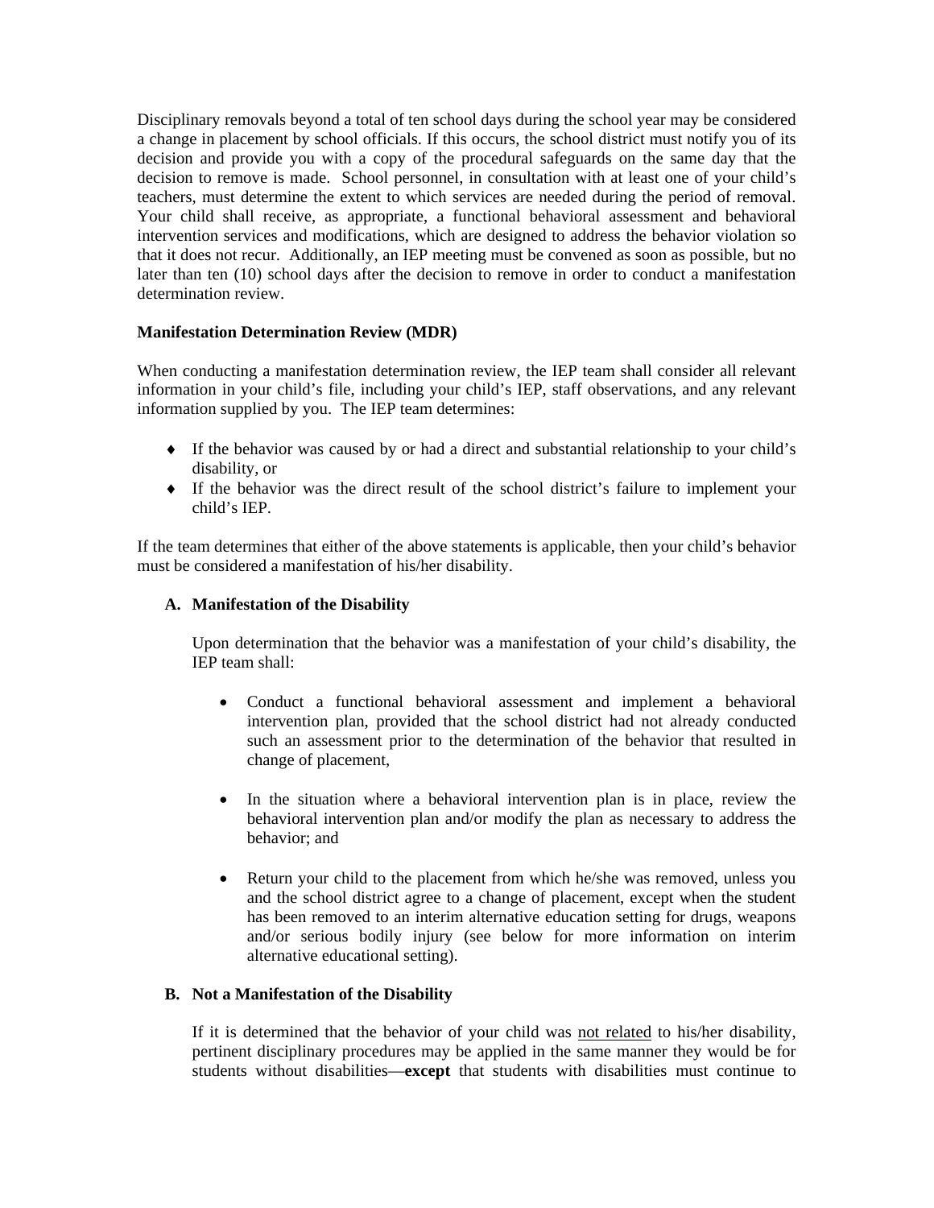Disciplinary removals beyond a total of ten school days during the school year may be considered a change in placement by school officials. If this occurs, the school district must notify you of its decision and provide you with a copy of the procedural safeguards on the same day that the decision to remove is made. School personnel, in consultation with at least one of your child's teachers, must determine the extent to which services are needed during the period of removal. Your child shall receive, as appropriate, a functional behavioral assessment and behavioral intervention services and modifications, which are designed to address the behavior violation so that it does not recur. Additionally, an IEP meeting must be convened as soon as possible, but no later than ten (10) school days after the decision to remove in order to conduct a manifestation determination review.

**Manifestation Determination Review (MDR)**

When conducting a manifestation determination review, the IEP team shall consider all relevant information in your child's file, including your child's IEP, staff observations, and any relevant information supplied by you. The IEP team determines:

- If the behavior was caused by or had a direct and substantial relationship to your child's disability, or
- If the behavior was the direct result of the school district's failure to implement your child's IEP.

If the team determines that either of the above statements is applicable, then your child's behavior must be considered a manifestation of his/her disability.

**A. Manifestation of the Disability**

Upon determination that the behavior was a manifestation of your child's disability, the IEP team shall:

- Conduct a functional behavioral assessment and implement a behavioral intervention plan, provided that the school district had not already conducted such an assessment prior to the determination of the behavior that resulted in change of placement,

- In the situation where a behavioral intervention plan is in place, review the behavioral intervention plan and/or modify the plan as necessary to address the behavior; and

- Return your child to the placement from which he/she was removed, unless you and the school district agree to a change of placement, except when the student has been removed to an interim alternative education setting for drugs, weapons and/or serious bodily injury (see below for more information on interim alternative educational setting).

**B. Not a Manifestation of the Disability**

If it is determined that the behavior of your child was not related to his/her disability, pertinent disciplinary procedures may be applied in the same manner they would be for students without disabilities—**except** that students with disabilities must continue to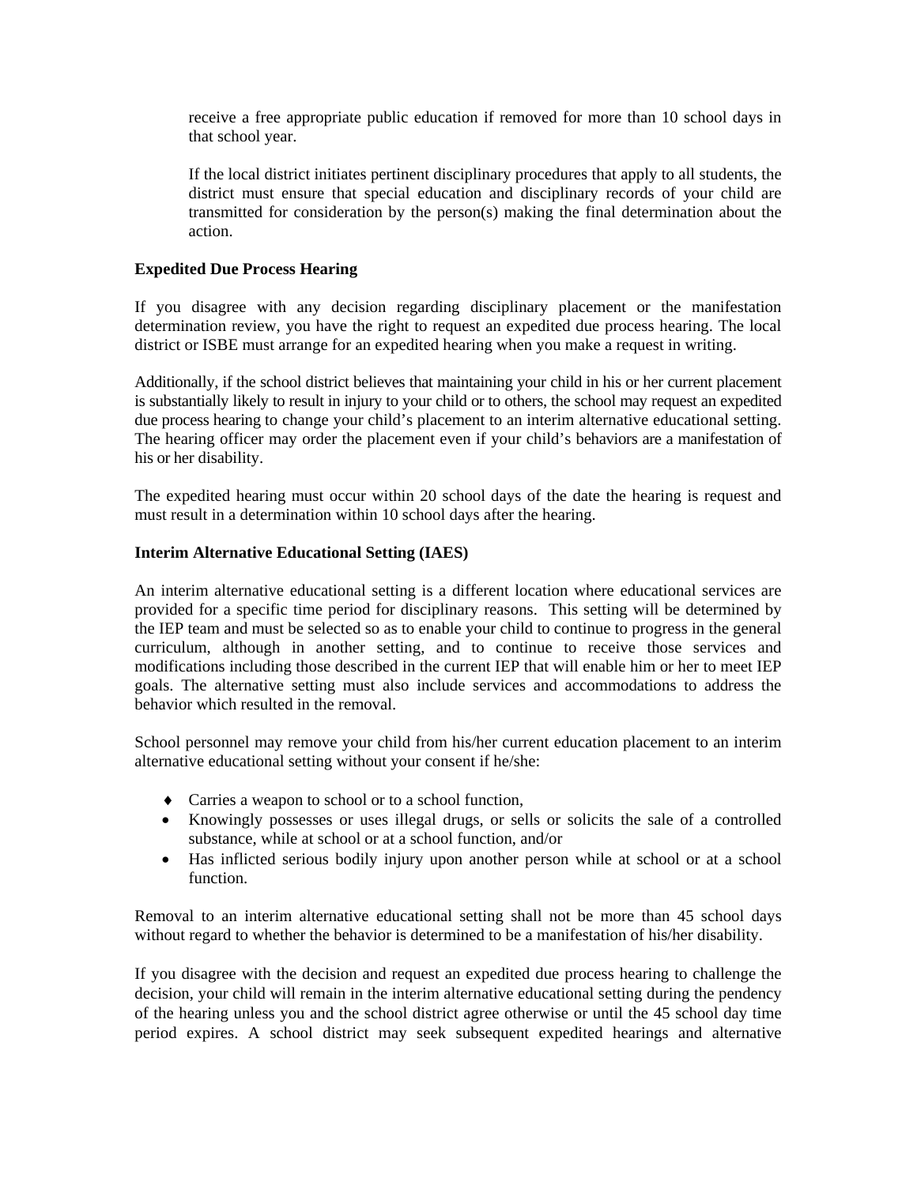receive a free appropriate public education if removed for more than 10 school days in that school year.

If the local district initiates pertinent disciplinary procedures that apply to all students, the district must ensure that special education and disciplinary records of your child are transmitted for consideration by the person(s) making the final determination about the action.

**Expedited Due Process Hearing**

If you disagree with any decision regarding disciplinary placement or the manifestation determination review, you have the right to request an expedited due process hearing. The local district or ISBE must arrange for an expedited hearing when you make a request in writing.

Additionally, if the school district believes that maintaining your child in his or her current placement is substantially likely to result in injury to your child or to others, the school may request an expedited due process hearing to change your child's placement to an interim alternative educational setting. The hearing officer may order the placement even if your child's behaviors are a manifestation of his or her disability.

The expedited hearing must occur within 20 school days of the date the hearing is request and must result in a determination within 10 school days after the hearing.

**Interim Alternative Educational Setting (IAES)**

An interim alternative educational setting is a different location where educational services are provided for a specific time period for disciplinary reasons. This setting will be determined by the IEP team and must be selected so as to enable your child to continue to progress in the general curriculum, although in another setting, and to continue to receive those services and modifications including those described in the current IEP that will enable him or her to meet IEP goals. The alternative setting must also include services and accommodations to address the behavior which resulted in the removal.

School personnel may remove your child from his/her current education placement to an interim alternative educational setting without your consent if he/she:

- Carries a weapon to school or to a school function,
- Knowingly possesses or uses illegal drugs, or sells or solicits the sale of a controlled substance, while at school or at a school function, and/or
- Has inflicted serious bodily injury upon another person while at school or at a school function.

Removal to an interim alternative educational setting shall not be more than 45 school days without regard to whether the behavior is determined to be a manifestation of his/her disability.

If you disagree with the decision and request an expedited due process hearing to challenge the decision, your child will remain in the interim alternative educational setting during the pendency of the hearing unless you and the school district agree otherwise or until the 45 school day time period expires. A school district may seek subsequent expedited hearings and alternative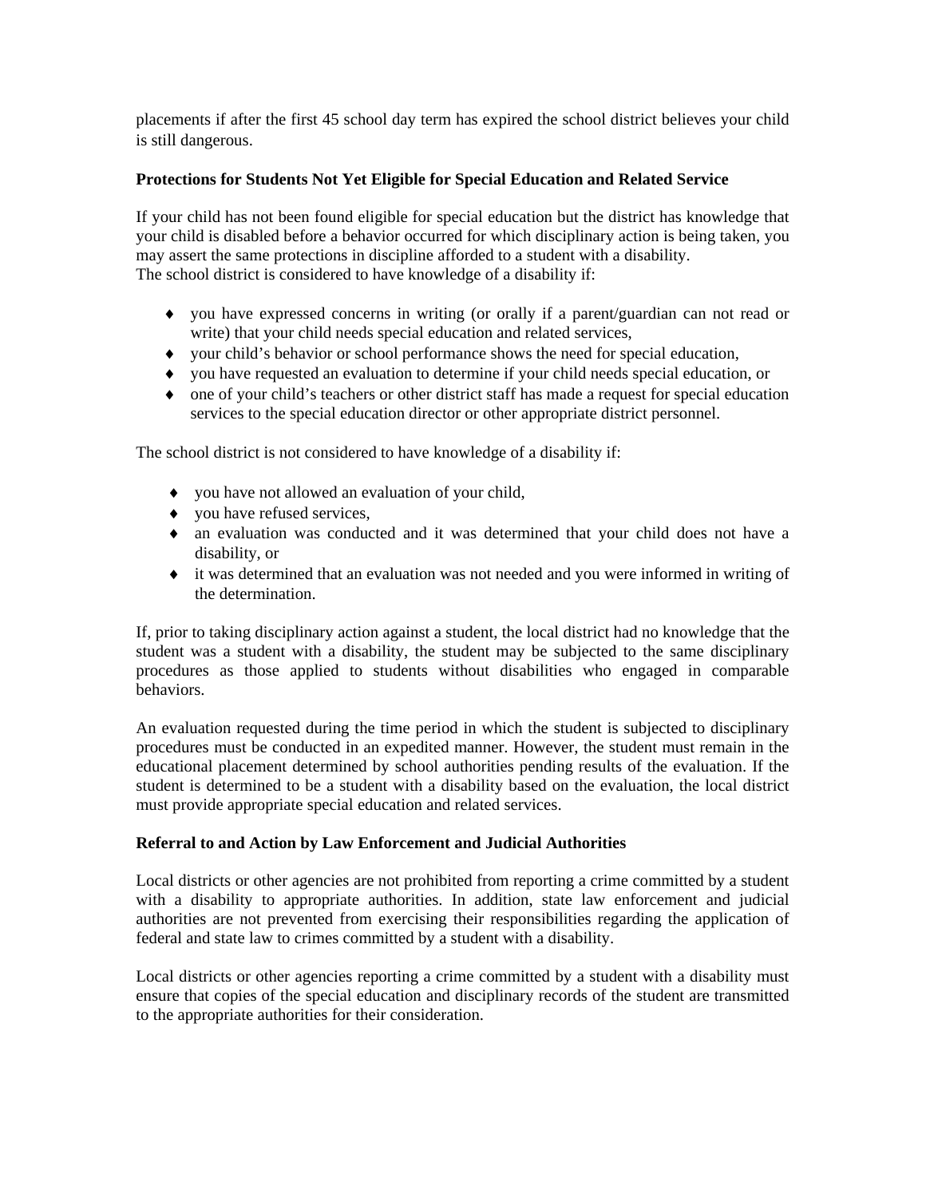placements if after the first 45 school day term has expired the school district believes your child is still dangerous.

**Protections for Students Not Yet Eligible for Special Education and Related Service**

If your child has not been found eligible for special education but the district has knowledge that your child is disabled before a behavior occurred for which disciplinary action is being taken, you may assert the same protections in discipline afforded to a student with a disability.
The school district is considered to have knowledge of a disability if:

- you have expressed concerns in writing (or orally if a parent/guardian can not read or write) that your child needs special education and related services,
- your child's behavior or school performance shows the need for special education,
- you have requested an evaluation to determine if your child needs special education, or
- one of your child's teachers or other district staff has made a request for special education services to the special education director or other appropriate district personnel.

The school district is not considered to have knowledge of a disability if:

- you have not allowed an evaluation of your child,
- you have refused services,
- an evaluation was conducted and it was determined that your child does not have a disability, or
- it was determined that an evaluation was not needed and you were informed in writing of the determination.

If, prior to taking disciplinary action against a student, the local district had no knowledge that the student was a student with a disability, the student may be subjected to the same disciplinary procedures as those applied to students without disabilities who engaged in comparable behaviors.

An evaluation requested during the time period in which the student is subjected to disciplinary procedures must be conducted in an expedited manner. However, the student must remain in the educational placement determined by school authorities pending results of the evaluation. If the student is determined to be a student with a disability based on the evaluation, the local district must provide appropriate special education and related services.

**Referral to and Action by Law Enforcement and Judicial Authorities**

Local districts or other agencies are not prohibited from reporting a crime committed by a student with a disability to appropriate authorities. In addition, state law enforcement and judicial authorities are not prevented from exercising their responsibilities regarding the application of federal and state law to crimes committed by a student with a disability.

Local districts or other agencies reporting a crime committed by a student with a disability must ensure that copies of the special education and disciplinary records of the student are transmitted to the appropriate authorities for their consideration.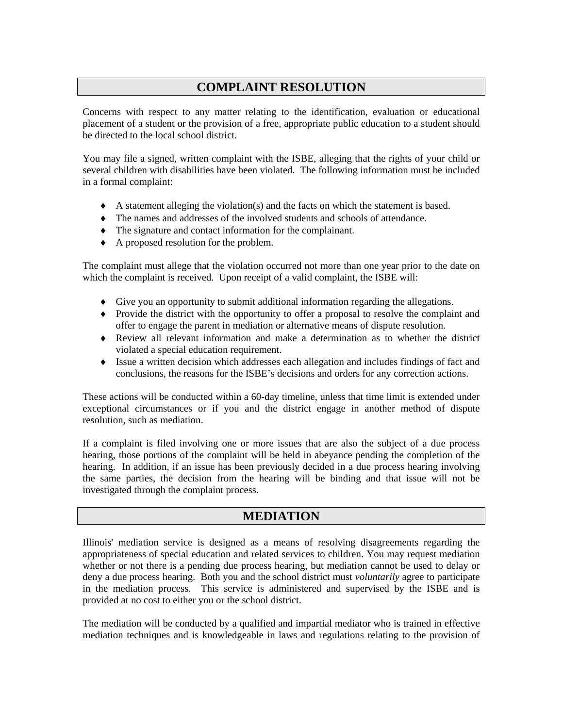## COMPLAINT RESOLUTION

Concerns with respect to any matter relating to the identification, evaluation or educational placement of a student or the provision of a free, appropriate public education to a student should be directed to the local school district.

You may file a signed, written complaint with the ISBE, alleging that the rights of your child or several children with disabilities have been violated. The following information must be included in a formal complaint:

- A statement alleging the violation(s) and the facts on which the statement is based.
- The names and addresses of the involved students and schools of attendance.
- The signature and contact information for the complainant.
- A proposed resolution for the problem.

The complaint must allege that the violation occurred not more than one year prior to the date on which the complaint is received. Upon receipt of a valid complaint, the ISBE will:

- Give you an opportunity to submit additional information regarding the allegations.
- Provide the district with the opportunity to offer a proposal to resolve the complaint and offer to engage the parent in mediation or alternative means of dispute resolution.
- Review all relevant information and make a determination as to whether the district violated a special education requirement.
- Issue a written decision which addresses each allegation and includes findings of fact and conclusions, the reasons for the ISBE's decisions and orders for any correction actions.

These actions will be conducted within a 60-day timeline, unless that time limit is extended under exceptional circumstances or if you and the district engage in another method of dispute resolution, such as mediation.

If a complaint is filed involving one or more issues that are also the subject of a due process hearing, those portions of the complaint will be held in abeyance pending the completion of the hearing. In addition, if an issue has been previously decided in a due process hearing involving the same parties, the decision from the hearing will be binding and that issue will not be investigated through the complaint process.

## MEDIATION

Illinois' mediation service is designed as a means of resolving disagreements regarding the appropriateness of special education and related services to children. You may request mediation whether or not there is a pending due process hearing, but mediation cannot be used to delay or deny a due process hearing. Both you and the school district must *voluntarily* agree to participate in the mediation process. This service is administered and supervised by the ISBE and is provided at no cost to either you or the school district.

The mediation will be conducted by a qualified and impartial mediator who is trained in effective mediation techniques and is knowledgeable in laws and regulations relating to the provision of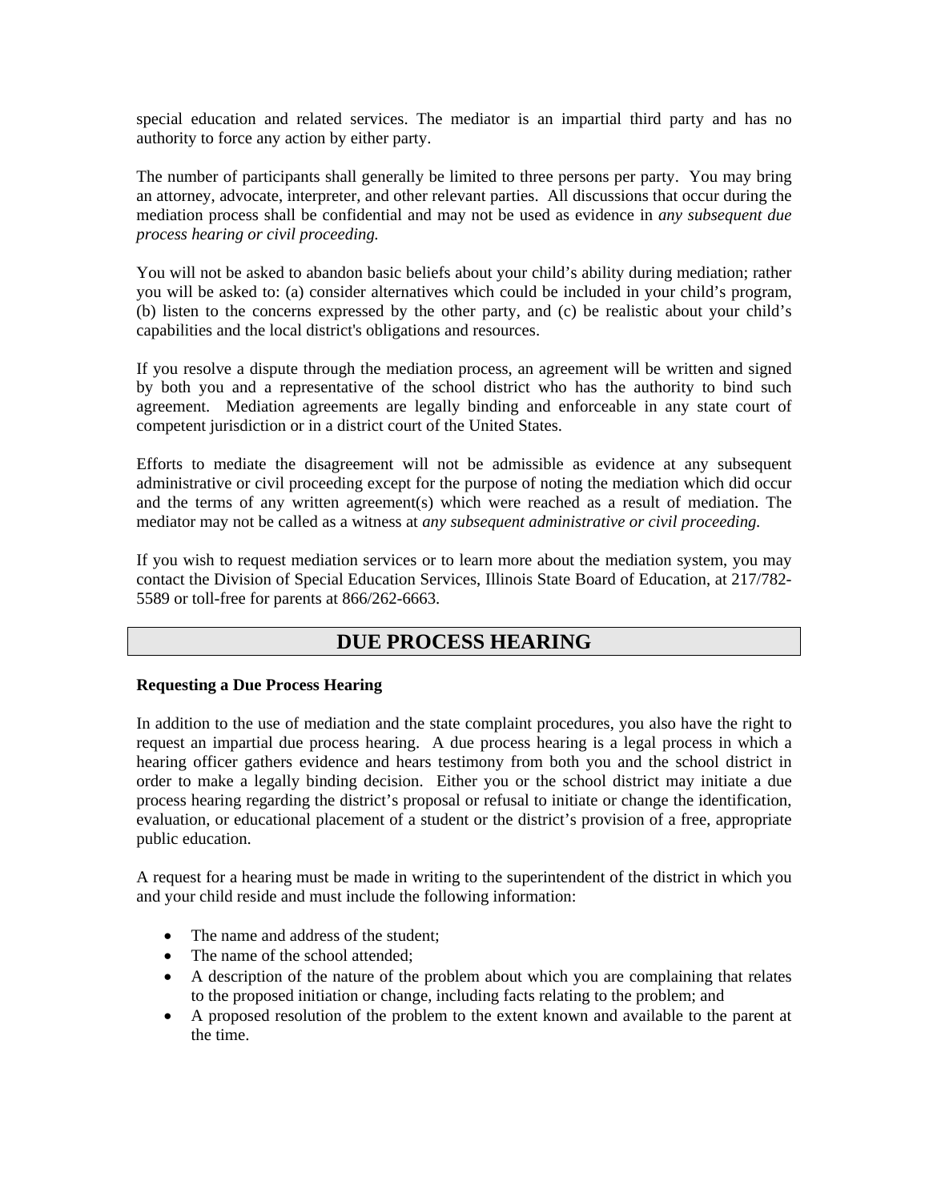special education and related services. The mediator is an impartial third party and has no authority to force any action by either party.

The number of participants shall generally be limited to three persons per party. You may bring an attorney, advocate, interpreter, and other relevant parties. All discussions that occur during the mediation process shall be confidential and may not be used as evidence in *any subsequent due process hearing or civil proceeding.*

You will not be asked to abandon basic beliefs about your child's ability during mediation; rather you will be asked to: (a) consider alternatives which could be included in your child's program, (b) listen to the concerns expressed by the other party, and (c) be realistic about your child's capabilities and the local district's obligations and resources.

If you resolve a dispute through the mediation process, an agreement will be written and signed by both you and a representative of the school district who has the authority to bind such agreement. Mediation agreements are legally binding and enforceable in any state court of competent jurisdiction or in a district court of the United States.

Efforts to mediate the disagreement will not be admissible as evidence at any subsequent administrative or civil proceeding except for the purpose of noting the mediation which did occur and the terms of any written agreement(s) which were reached as a result of mediation. The mediator may not be called as a witness at *any subsequent administrative or civil proceeding.*

If you wish to request mediation services or to learn more about the mediation system, you may contact the Division of Special Education Services, Illinois State Board of Education, at 217/782-5589 or toll-free for parents at 866/262-6663.

## DUE PROCESS HEARING

**Requesting a Due Process Hearing**

In addition to the use of mediation and the state complaint procedures, you also have the right to request an impartial due process hearing. A due process hearing is a legal process in which a hearing officer gathers evidence and hears testimony from both you and the school district in order to make a legally binding decision. Either you or the school district may initiate a due process hearing regarding the district's proposal or refusal to initiate or change the identification, evaluation, or educational placement of a student or the district's provision of a free, appropriate public education.

A request for a hearing must be made in writing to the superintendent of the district in which you and your child reside and must include the following information:

- The name and address of the student;
- The name of the school attended;
- A description of the nature of the problem about which you are complaining that relates to the proposed initiation or change, including facts relating to the problem; and
- A proposed resolution of the problem to the extent known and available to the parent at the time.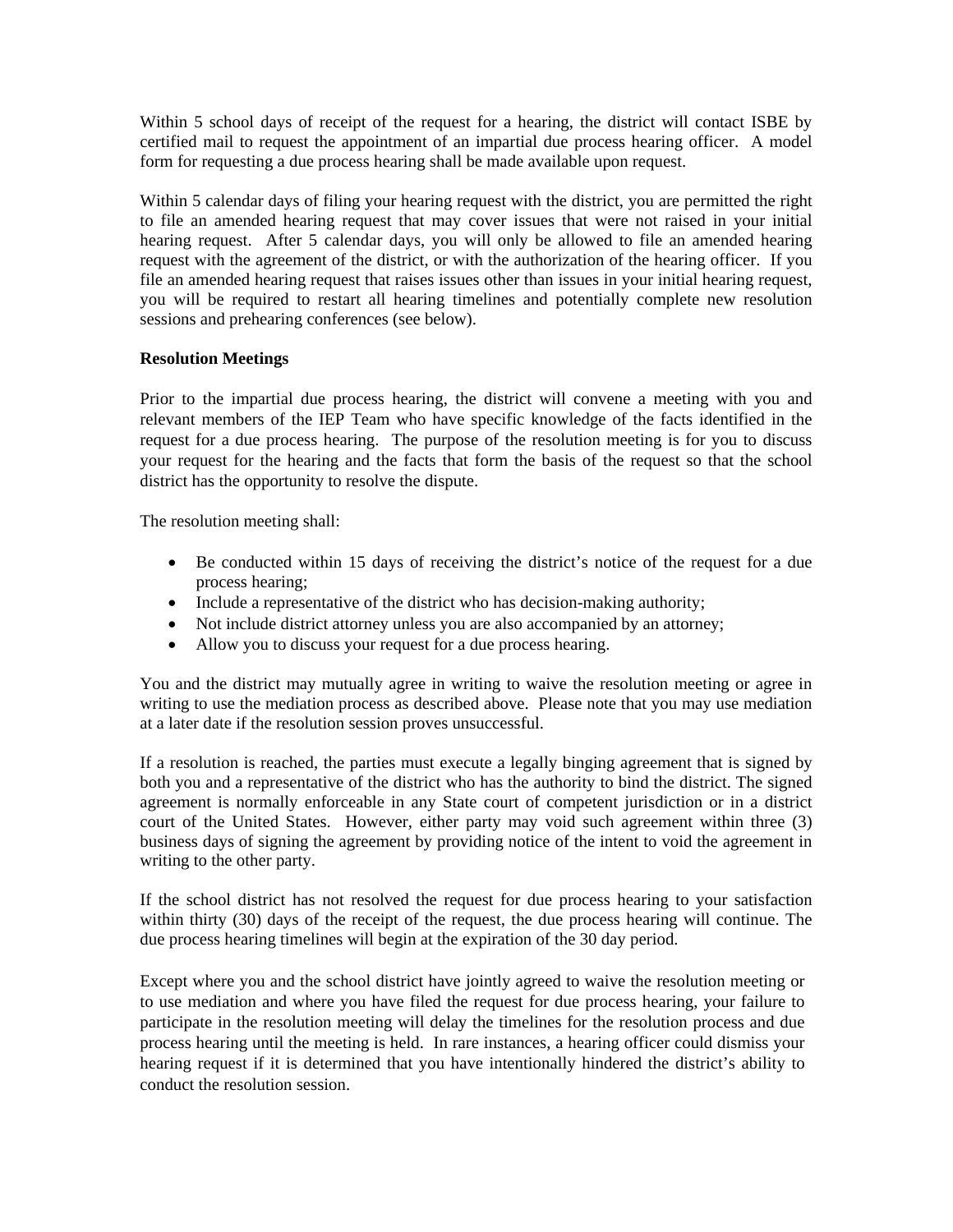Within 5 school days of receipt of the request for a hearing, the district will contact ISBE by certified mail to request the appointment of an impartial due process hearing officer. A model form for requesting a due process hearing shall be made available upon request.

Within 5 calendar days of filing your hearing request with the district, you are permitted the right to file an amended hearing request that may cover issues that were not raised in your initial hearing request. After 5 calendar days, you will only be allowed to file an amended hearing request with the agreement of the district, or with the authorization of the hearing officer. If you file an amended hearing request that raises issues other than issues in your initial hearing request, you will be required to restart all hearing timelines and potentially complete new resolution sessions and prehearing conferences (see below).

**Resolution Meetings**

Prior to the impartial due process hearing, the district will convene a meeting with you and relevant members of the IEP Team who have specific knowledge of the facts identified in the request for a due process hearing. The purpose of the resolution meeting is for you to discuss your request for the hearing and the facts that form the basis of the request so that the school district has the opportunity to resolve the dispute.

The resolution meeting shall:

- Be conducted within 15 days of receiving the district's notice of the request for a due process hearing;
- Include a representative of the district who has decision-making authority;
- Not include district attorney unless you are also accompanied by an attorney;
- Allow you to discuss your request for a due process hearing.

You and the district may mutually agree in writing to waive the resolution meeting or agree in writing to use the mediation process as described above. Please note that you may use mediation at a later date if the resolution session proves unsuccessful.

If a resolution is reached, the parties must execute a legally binging agreement that is signed by both you and a representative of the district who has the authority to bind the district. The signed agreement is normally enforceable in any State court of competent jurisdiction or in a district court of the United States. However, either party may void such agreement within three (3) business days of signing the agreement by providing notice of the intent to void the agreement in writing to the other party.

If the school district has not resolved the request for due process hearing to your satisfaction within thirty (30) days of the receipt of the request, the due process hearing will continue. The due process hearing timelines will begin at the expiration of the 30 day period.

Except where you and the school district have jointly agreed to waive the resolution meeting or to use mediation and where you have filed the request for due process hearing, your failure to participate in the resolution meeting will delay the timelines for the resolution process and due process hearing until the meeting is held. In rare instances, a hearing officer could dismiss your hearing request if it is determined that you have intentionally hindered the district's ability to conduct the resolution session.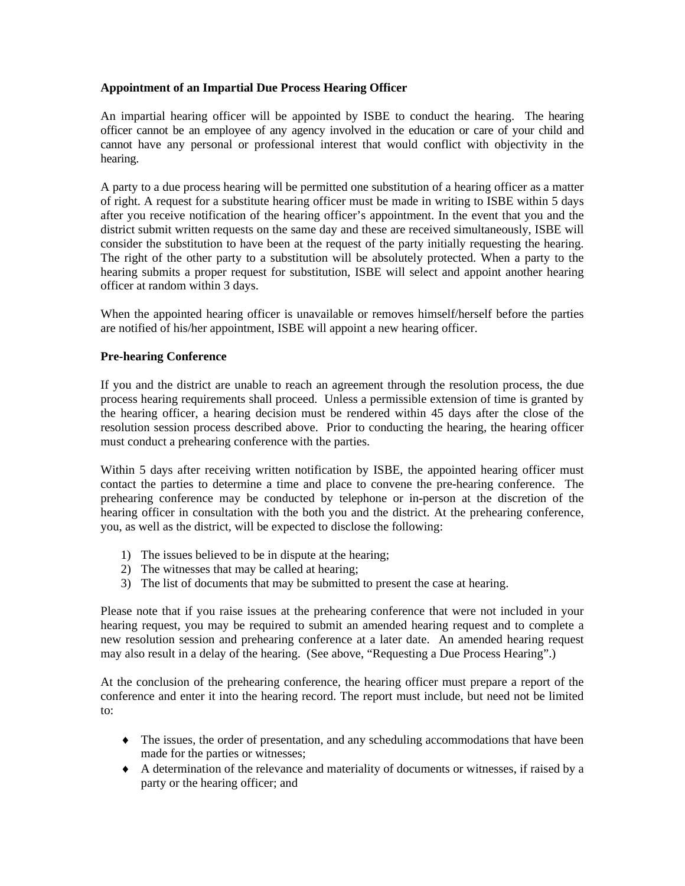**Appointment of an Impartial Due Process Hearing Officer**

An impartial hearing officer will be appointed by ISBE to conduct the hearing. The hearing officer cannot be an employee of any agency involved in the education or care of your child and cannot have any personal or professional interest that would conflict with objectivity in the hearing.

A party to a due process hearing will be permitted one substitution of a hearing officer as a matter of right. A request for a substitute hearing officer must be made in writing to ISBE within 5 days after you receive notification of the hearing officer's appointment. In the event that you and the district submit written requests on the same day and these are received simultaneously, ISBE will consider the substitution to have been at the request of the party initially requesting the hearing. The right of the other party to a substitution will be absolutely protected. When a party to the hearing submits a proper request for substitution, ISBE will select and appoint another hearing officer at random within 3 days.

When the appointed hearing officer is unavailable or removes himself/herself before the parties are notified of his/her appointment, ISBE will appoint a new hearing officer.

**Pre-hearing Conference**

If you and the district are unable to reach an agreement through the resolution process, the due process hearing requirements shall proceed. Unless a permissible extension of time is granted by the hearing officer, a hearing decision must be rendered within 45 days after the close of the resolution session process described above. Prior to conducting the hearing, the hearing officer must conduct a prehearing conference with the parties.

Within 5 days after receiving written notification by ISBE, the appointed hearing officer must contact the parties to determine a time and place to convene the pre-hearing conference. The prehearing conference may be conducted by telephone or in-person at the discretion of the hearing officer in consultation with the both you and the district. At the prehearing conference, you, as well as the district, will be expected to disclose the following:

1) The issues believed to be in dispute at the hearing;
2) The witnesses that may be called at hearing;
3) The list of documents that may be submitted to present the case at hearing.

Please note that if you raise issues at the prehearing conference that were not included in your hearing request, you may be required to submit an amended hearing request and to complete a new resolution session and prehearing conference at a later date. An amended hearing request may also result in a delay of the hearing. (See above, "Requesting a Due Process Hearing".)

At the conclusion of the prehearing conference, the hearing officer must prepare a report of the conference and enter it into the hearing record. The report must include, but need not be limited to:

- The issues, the order of presentation, and any scheduling accommodations that have been made for the parties or witnesses;
- A determination of the relevance and materiality of documents or witnesses, if raised by a party or the hearing officer; and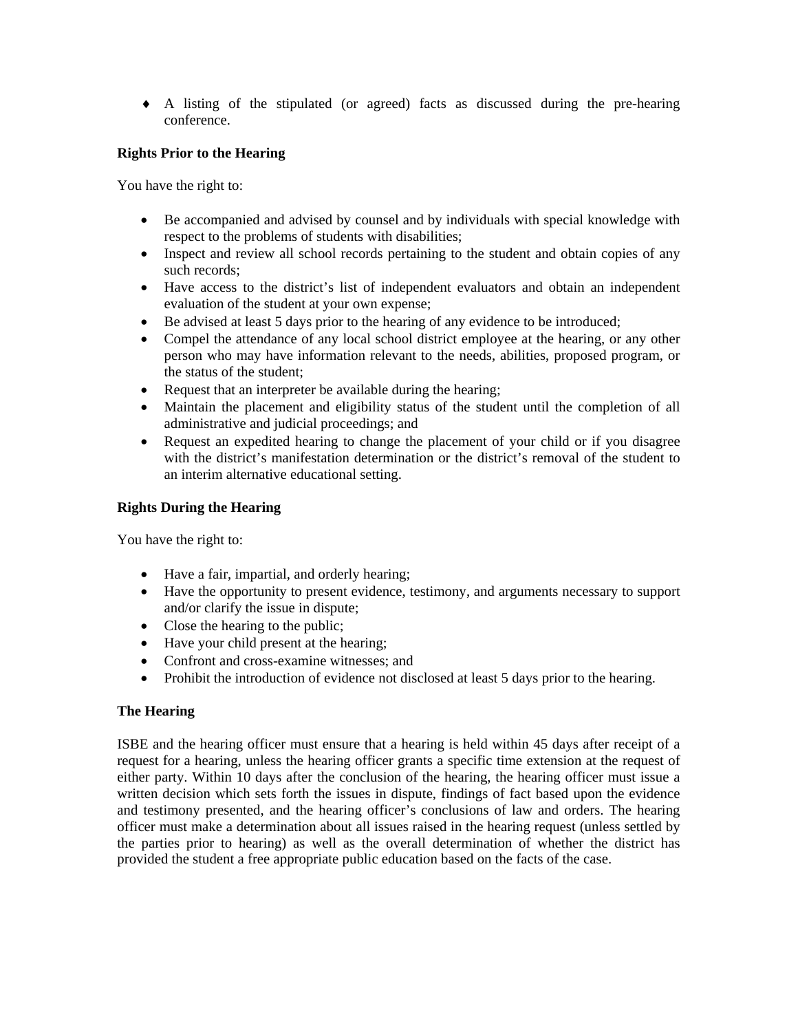- A listing of the stipulated (or agreed) facts as discussed during the pre-hearing conference.

**Rights Prior to the Hearing**

You have the right to:

- Be accompanied and advised by counsel and by individuals with special knowledge with respect to the problems of students with disabilities;
- Inspect and review all school records pertaining to the student and obtain copies of any such records;
- Have access to the district's list of independent evaluators and obtain an independent evaluation of the student at your own expense;
- Be advised at least 5 days prior to the hearing of any evidence to be introduced;
- Compel the attendance of any local school district employee at the hearing, or any other person who may have information relevant to the needs, abilities, proposed program, or the status of the student;
- Request that an interpreter be available during the hearing;
- Maintain the placement and eligibility status of the student until the completion of all administrative and judicial proceedings; and
- Request an expedited hearing to change the placement of your child or if you disagree with the district's manifestation determination or the district's removal of the student to an interim alternative educational setting.

**Rights During the Hearing**

You have the right to:

- Have a fair, impartial, and orderly hearing;
- Have the opportunity to present evidence, testimony, and arguments necessary to support and/or clarify the issue in dispute;
- Close the hearing to the public;
- Have your child present at the hearing;
- Confront and cross-examine witnesses; and
- Prohibit the introduction of evidence not disclosed at least 5 days prior to the hearing.

**The Hearing**

ISBE and the hearing officer must ensure that a hearing is held within 45 days after receipt of a request for a hearing, unless the hearing officer grants a specific time extension at the request of either party. Within 10 days after the conclusion of the hearing, the hearing officer must issue a written decision which sets forth the issues in dispute, findings of fact based upon the evidence and testimony presented, and the hearing officer's conclusions of law and orders. The hearing officer must make a determination about all issues raised in the hearing request (unless settled by the parties prior to hearing) as well as the overall determination of whether the district has provided the student a free appropriate public education based on the facts of the case.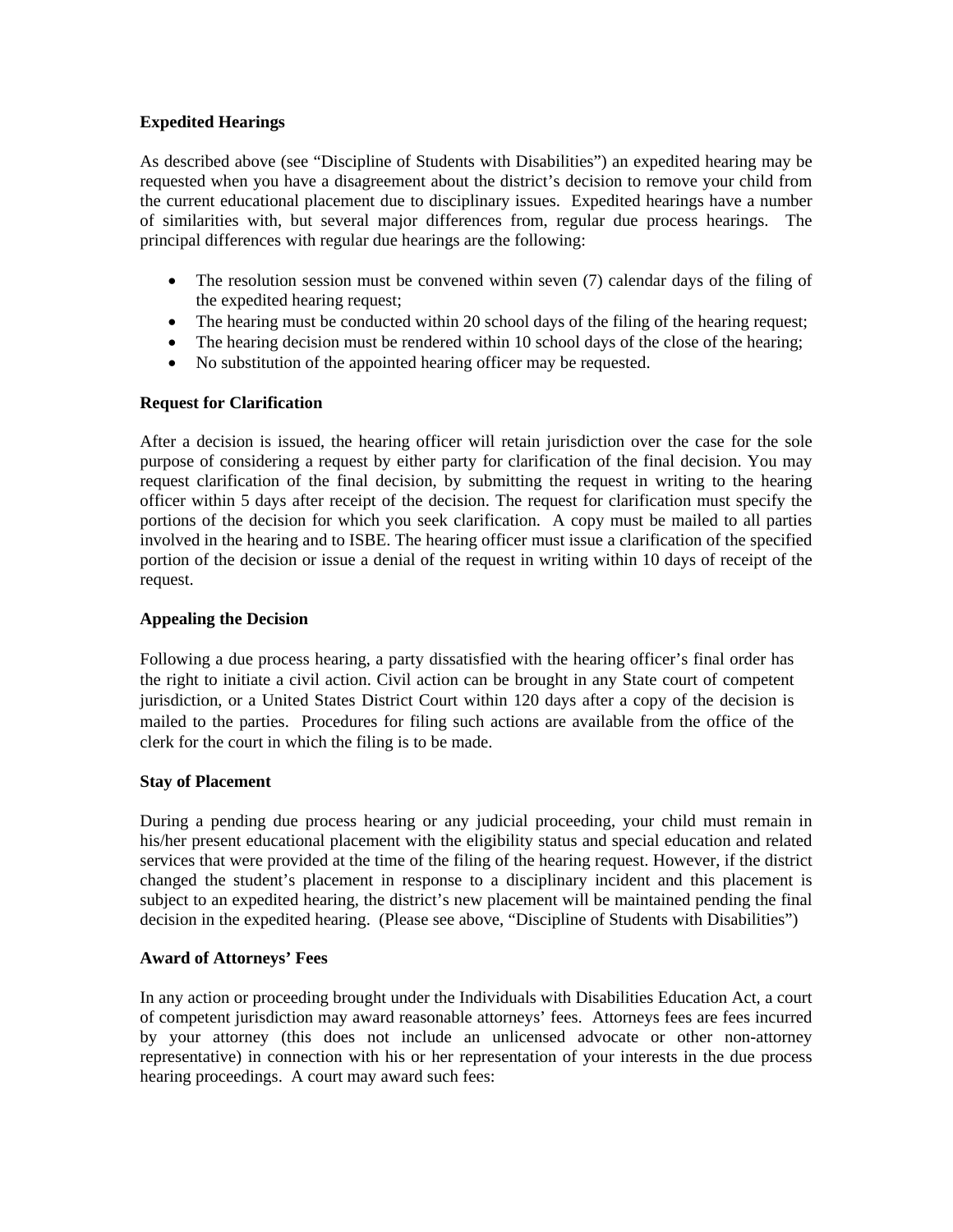**Expedited Hearings**

As described above (see "Discipline of Students with Disabilities") an expedited hearing may be requested when you have a disagreement about the district's decision to remove your child from the current educational placement due to disciplinary issues. Expedited hearings have a number of similarities with, but several major differences from, regular due process hearings. The principal differences with regular due hearings are the following:

- The resolution session must be convened within seven (7) calendar days of the filing of the expedited hearing request;
- The hearing must be conducted within 20 school days of the filing of the hearing request;
- The hearing decision must be rendered within 10 school days of the close of the hearing;
- No substitution of the appointed hearing officer may be requested.

**Request for Clarification**

After a decision is issued, the hearing officer will retain jurisdiction over the case for the sole purpose of considering a request by either party for clarification of the final decision. You may request clarification of the final decision, by submitting the request in writing to the hearing officer within 5 days after receipt of the decision. The request for clarification must specify the portions of the decision for which you seek clarification. A copy must be mailed to all parties involved in the hearing and to ISBE. The hearing officer must issue a clarification of the specified portion of the decision or issue a denial of the request in writing within 10 days of receipt of the request.

**Appealing the Decision**

Following a due process hearing, a party dissatisfied with the hearing officer's final order has the right to initiate a civil action. Civil action can be brought in any State court of competent jurisdiction, or a United States District Court within 120 days after a copy of the decision is mailed to the parties. Procedures for filing such actions are available from the office of the clerk for the court in which the filing is to be made.

**Stay of Placement**

During a pending due process hearing or any judicial proceeding, your child must remain in his/her present educational placement with the eligibility status and special education and related services that were provided at the time of the filing of the hearing request. However, if the district changed the student's placement in response to a disciplinary incident and this placement is subject to an expedited hearing, the district's new placement will be maintained pending the final decision in the expedited hearing. (Please see above, "Discipline of Students with Disabilities")

**Award of Attorneys' Fees**

In any action or proceeding brought under the Individuals with Disabilities Education Act, a court of competent jurisdiction may award reasonable attorneys' fees. Attorneys fees are fees incurred by your attorney (this does not include an unlicensed advocate or other non-attorney representative) in connection with his or her representation of your interests in the due process hearing proceedings. A court may award such fees: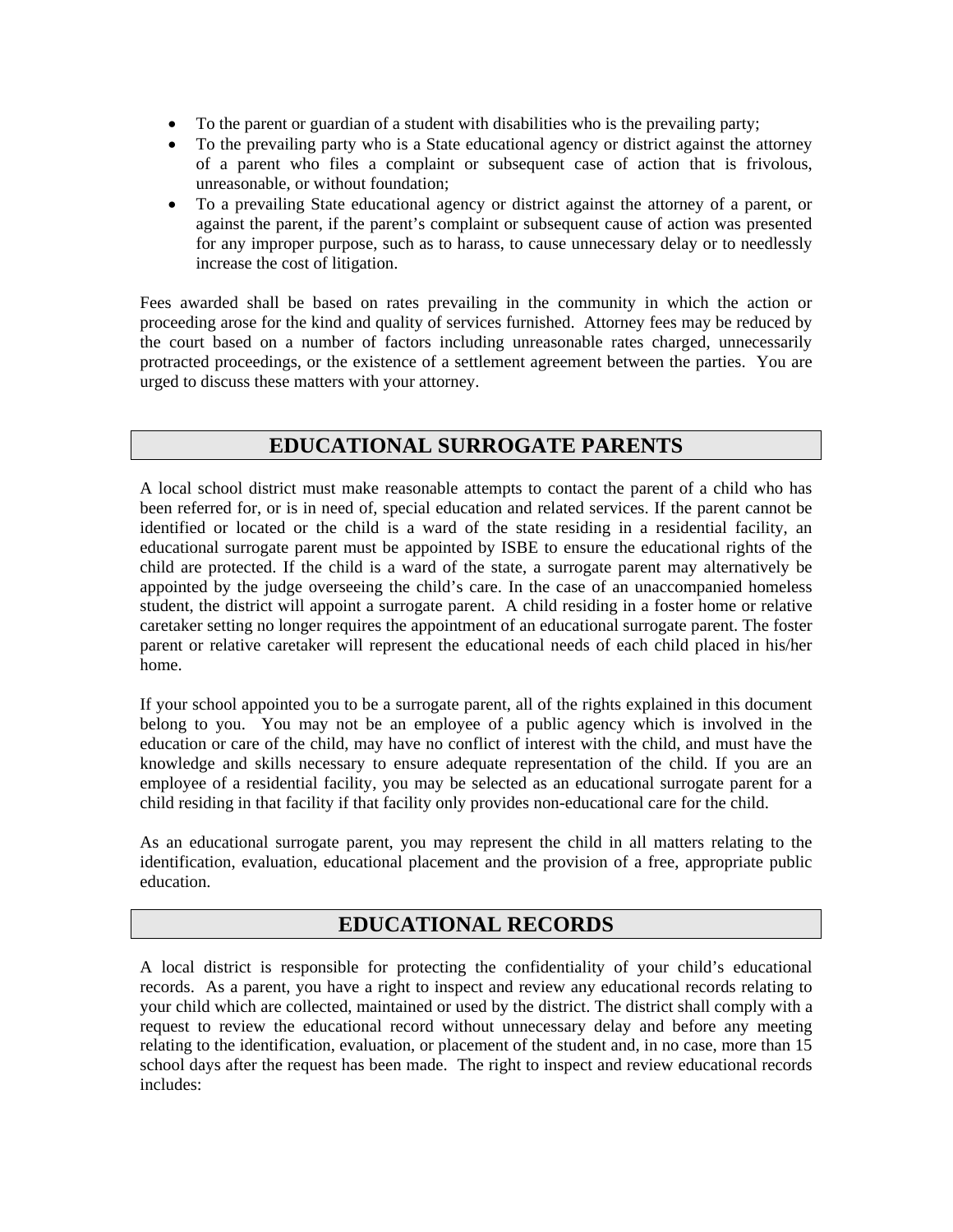- To the parent or guardian of a student with disabilities who is the prevailing party;
- To the prevailing party who is a State educational agency or district against the attorney of a parent who files a complaint or subsequent case of action that is frivolous, unreasonable, or without foundation;
- To a prevailing State educational agency or district against the attorney of a parent, or against the parent, if the parent's complaint or subsequent cause of action was presented for any improper purpose, such as to harass, to cause unnecessary delay or to needlessly increase the cost of litigation.

Fees awarded shall be based on rates prevailing in the community in which the action or proceeding arose for the kind and quality of services furnished. Attorney fees may be reduced by the court based on a number of factors including unreasonable rates charged, unnecessarily protracted proceedings, or the existence of a settlement agreement between the parties. You are urged to discuss these matters with your attorney.

## EDUCATIONAL SURROGATE PARENTS

A local school district must make reasonable attempts to contact the parent of a child who has been referred for, or is in need of, special education and related services. If the parent cannot be identified or located or the child is a ward of the state residing in a residential facility, an educational surrogate parent must be appointed by ISBE to ensure the educational rights of the child are protected. If the child is a ward of the state, a surrogate parent may alternatively be appointed by the judge overseeing the child's care. In the case of an unaccompanied homeless student, the district will appoint a surrogate parent. A child residing in a foster home or relative caretaker setting no longer requires the appointment of an educational surrogate parent. The foster parent or relative caretaker will represent the educational needs of each child placed in his/her home.

If your school appointed you to be a surrogate parent, all of the rights explained in this document belong to you. You may not be an employee of a public agency which is involved in the education or care of the child, may have no conflict of interest with the child, and must have the knowledge and skills necessary to ensure adequate representation of the child. If you are an employee of a residential facility, you may be selected as an educational surrogate parent for a child residing in that facility if that facility only provides non-educational care for the child.

As an educational surrogate parent, you may represent the child in all matters relating to the identification, evaluation, educational placement and the provision of a free, appropriate public education.

## EDUCATIONAL RECORDS

A local district is responsible for protecting the confidentiality of your child's educational records. As a parent, you have a right to inspect and review any educational records relating to your child which are collected, maintained or used by the district. The district shall comply with a request to review the educational record without unnecessary delay and before any meeting relating to the identification, evaluation, or placement of the student and, in no case, more than 15 school days after the request has been made. The right to inspect and review educational records includes: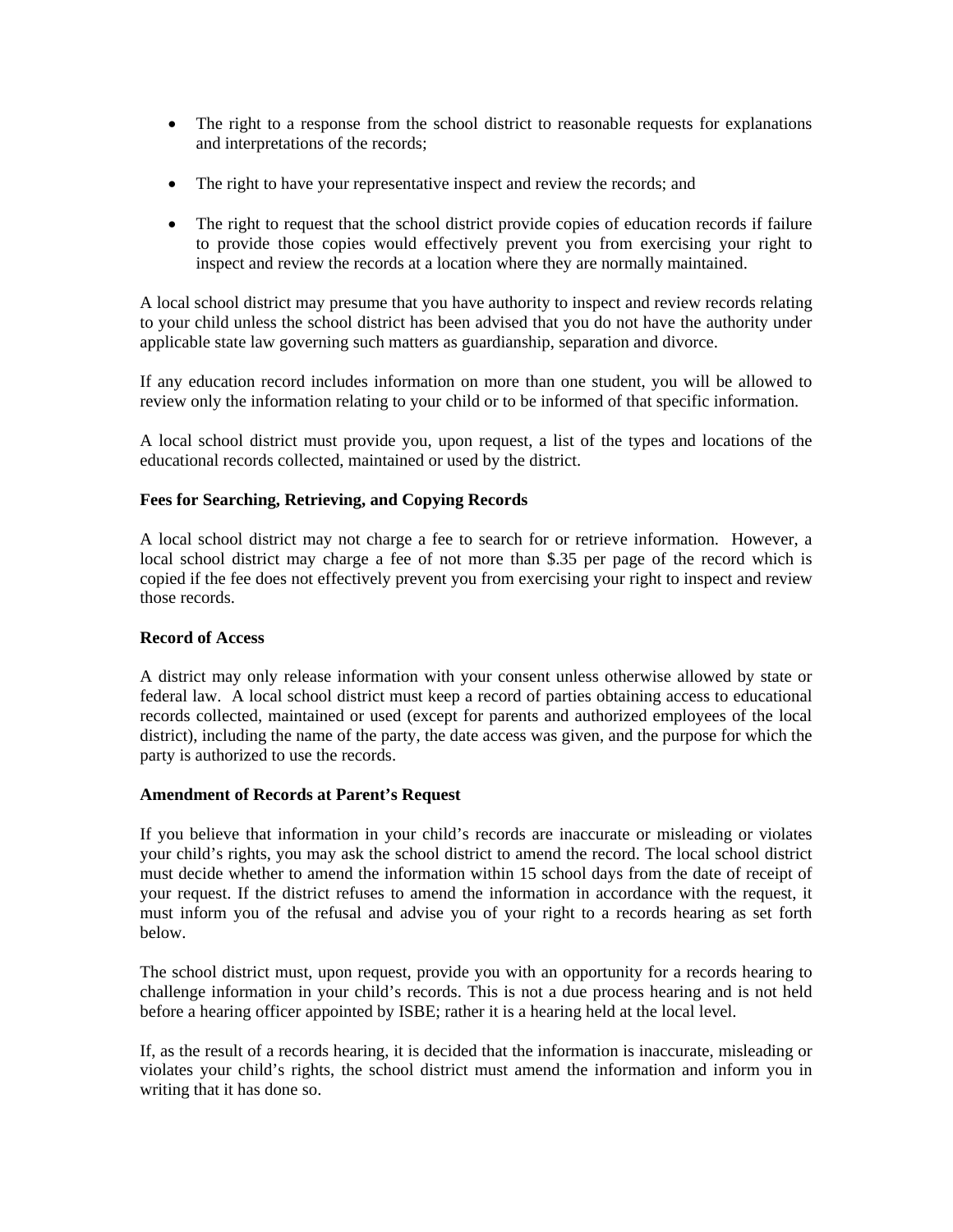- The right to a response from the school district to reasonable requests for explanations and interpretations of the records;
- The right to have your representative inspect and review the records; and
- The right to request that the school district provide copies of education records if failure to provide those copies would effectively prevent you from exercising your right to inspect and review the records at a location where they are normally maintained.

A local school district may presume that you have authority to inspect and review records relating to your child unless the school district has been advised that you do not have the authority under applicable state law governing such matters as guardianship, separation and divorce.

If any education record includes information on more than one student, you will be allowed to review only the information relating to your child or to be informed of that specific information.

A local school district must provide you, upon request, a list of the types and locations of the educational records collected, maintained or used by the district.

**Fees for Searching, Retrieving, and Copying Records**

A local school district may not charge a fee to search for or retrieve information. However, a local school district may charge a fee of not more than $.35 per page of the record which is copied if the fee does not effectively prevent you from exercising your right to inspect and review those records.

**Record of Access**

A district may only release information with your consent unless otherwise allowed by state or federal law. A local school district must keep a record of parties obtaining access to educational records collected, maintained or used (except for parents and authorized employees of the local district), including the name of the party, the date access was given, and the purpose for which the party is authorized to use the records.

**Amendment of Records at Parent's Request**

If you believe that information in your child's records are inaccurate or misleading or violates your child's rights, you may ask the school district to amend the record. The local school district must decide whether to amend the information within 15 school days from the date of receipt of your request. If the district refuses to amend the information in accordance with the request, it must inform you of the refusal and advise you of your right to a records hearing as set forth below.

The school district must, upon request, provide you with an opportunity for a records hearing to challenge information in your child's records. This is not a due process hearing and is not held before a hearing officer appointed by ISBE; rather it is a hearing held at the local level.

If, as the result of a records hearing, it is decided that the information is inaccurate, misleading or violates your child's rights, the school district must amend the information and inform you in writing that it has done so.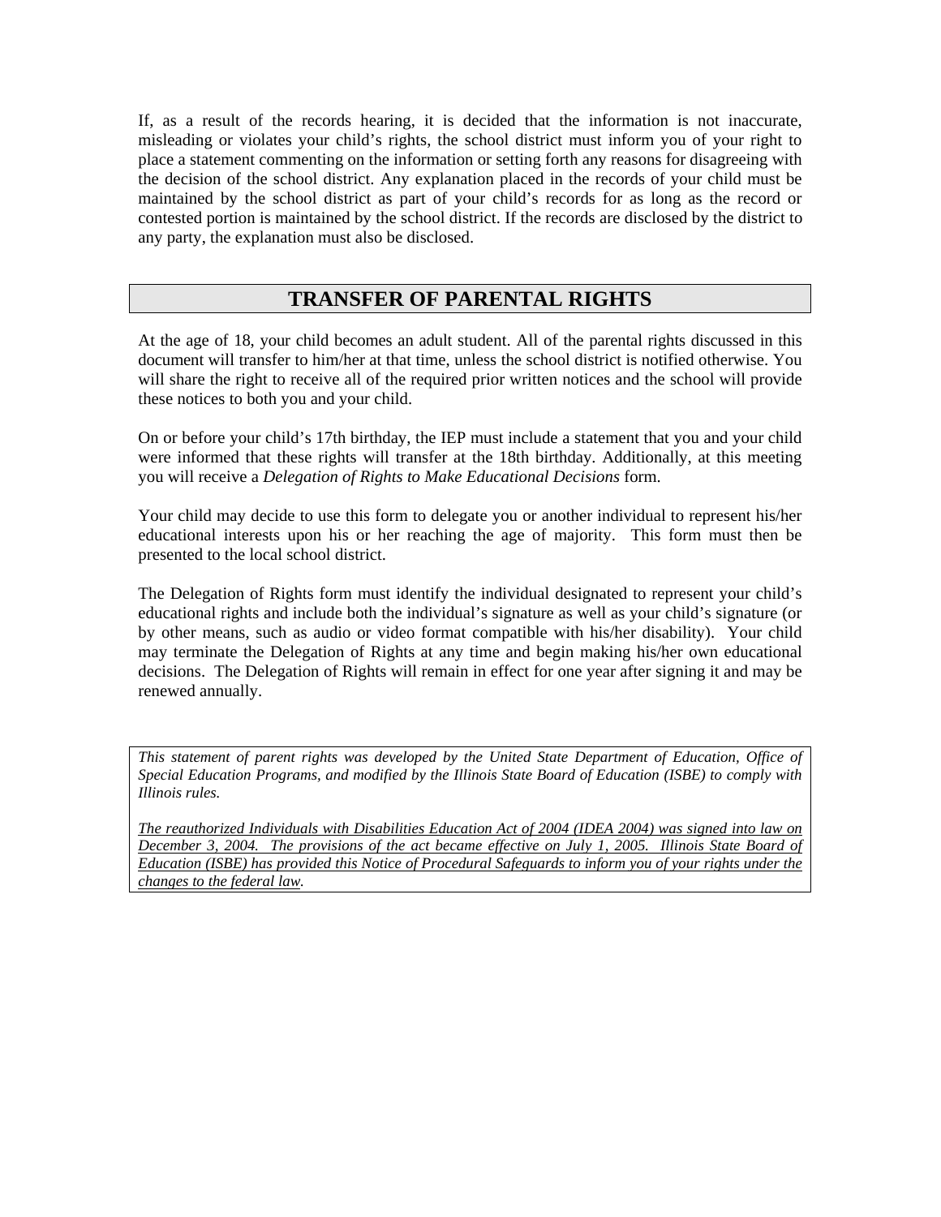If, as a result of the records hearing, it is decided that the information is not inaccurate, misleading or violates your child's rights, the school district must inform you of your right to place a statement commenting on the information or setting forth any reasons for disagreeing with the decision of the school district. Any explanation placed in the records of your child must be maintained by the school district as part of your child's records for as long as the record or contested portion is maintained by the school district. If the records are disclosed by the district to any party, the explanation must also be disclosed.

## TRANSFER OF PARENTAL RIGHTS

At the age of 18, your child becomes an adult student. All of the parental rights discussed in this document will transfer to him/her at that time, unless the school district is notified otherwise. You will share the right to receive all of the required prior written notices and the school will provide these notices to both you and your child.

On or before your child's 17th birthday, the IEP must include a statement that you and your child were informed that these rights will transfer at the 18th birthday. Additionally, at this meeting you will receive a *Delegation of Rights to Make Educational Decisions* form.

Your child may decide to use this form to delegate you or another individual to represent his/her educational interests upon his or her reaching the age of majority. This form must then be presented to the local school district.

The Delegation of Rights form must identify the individual designated to represent your child's educational rights and include both the individual's signature as well as your child's signature (or by other means, such as audio or video format compatible with his/her disability). Your child may terminate the Delegation of Rights at any time and begin making his/her own educational decisions. The Delegation of Rights will remain in effect for one year after signing it and may be renewed annually.

*This statement of parent rights was developed by the United State Department of Education, Office of Special Education Programs, and modified by the Illinois State Board of Education (ISBE) to comply with Illinois rules.*

*The reauthorized Individuals with Disabilities Education Act of 2004 (IDEA 2004) was signed into law on December 3, 2004. The provisions of the act became effective on July 1, 2005. Illinois State Board of Education (ISBE) has provided this Notice of Procedural Safeguards to inform you of your rights under the changes to the federal law.*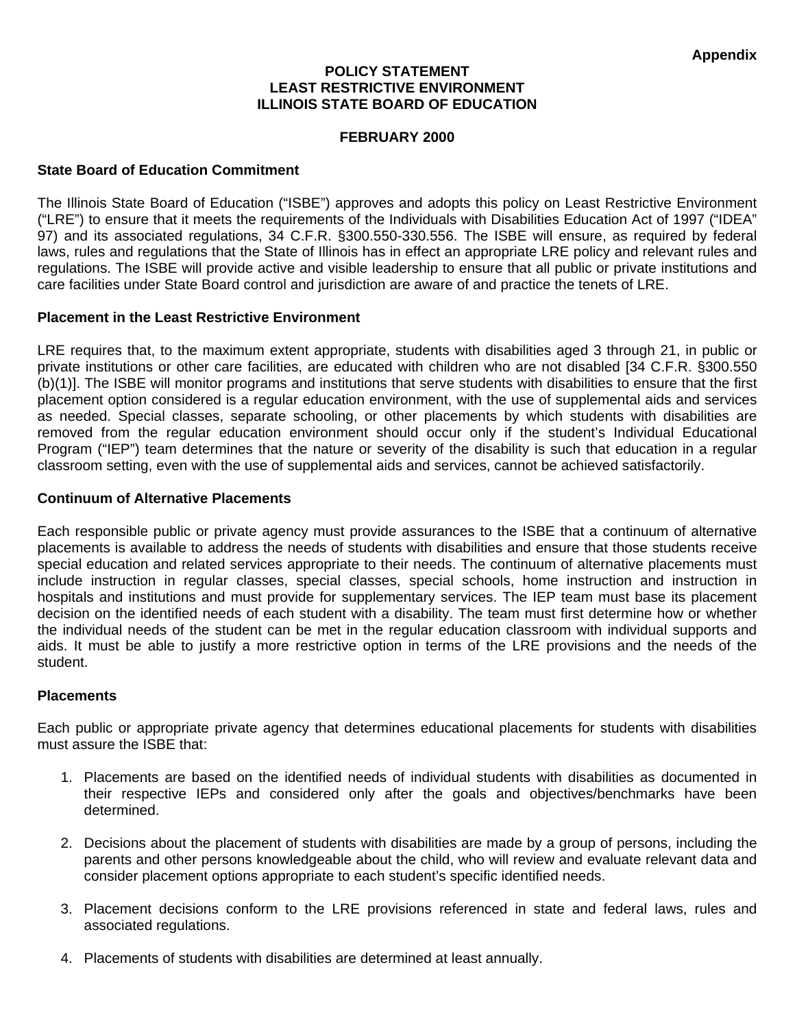**Appendix**

# POLICY STATEMENT
# LEAST RESTRICTIVE ENVIRONMENT
# ILLINOIS STATE BOARD OF EDUCATION

**FEBRUARY 2000**

## State Board of Education Commitment

The Illinois State Board of Education ("ISBE") approves and adopts this policy on Least Restrictive Environment ("LRE") to ensure that it meets the requirements of the Individuals with Disabilities Education Act of 1997 ("IDEA" 97) and its associated regulations, 34 C.F.R. §300.550-330.556. The ISBE will ensure, as required by federal laws, rules and regulations that the State of Illinois has in effect an appropriate LRE policy and relevant rules and regulations. The ISBE will provide active and visible leadership to ensure that all public or private institutions and care facilities under State Board control and jurisdiction are aware of and practice the tenets of LRE.

## Placement in the Least Restrictive Environment

LRE requires that, to the maximum extent appropriate, students with disabilities aged 3 through 21, in public or private institutions or other care facilities, are educated with children who are not disabled [34 C.F.R. §300.550 (b)(1)]. The ISBE will monitor programs and institutions that serve students with disabilities to ensure that the first placement option considered is a regular education environment, with the use of supplemental aids and services as needed. Special classes, separate schooling, or other placements by which students with disabilities are removed from the regular education environment should occur only if the student's Individual Educational Program ("IEP") team determines that the nature or severity of the disability is such that education in a regular classroom setting, even with the use of supplemental aids and services, cannot be achieved satisfactorily.

## Continuum of Alternative Placements

Each responsible public or private agency must provide assurances to the ISBE that a continuum of alternative placements is available to address the needs of students with disabilities and ensure that those students receive special education and related services appropriate to their needs. The continuum of alternative placements must include instruction in regular classes, special classes, special schools, home instruction and instruction in hospitals and institutions and must provide for supplementary services. The IEP team must base its placement decision on the identified needs of each student with a disability. The team must first determine how or whether the individual needs of the student can be met in the regular education classroom with individual supports and aids. It must be able to justify a more restrictive option in terms of the LRE provisions and the needs of the student.

## Placements

Each public or appropriate private agency that determines educational placements for students with disabilities must assure the ISBE that:

1. Placements are based on the identified needs of individual students with disabilities as documented in their respective IEPs and considered only after the goals and objectives/benchmarks have been determined.

2. Decisions about the placement of students with disabilities are made by a group of persons, including the parents and other persons knowledgeable about the child, who will review and evaluate relevant data and consider placement options appropriate to each student's specific identified needs.

3. Placement decisions conform to the LRE provisions referenced in state and federal laws, rules and associated regulations.

4. Placements of students with disabilities are determined at least annually.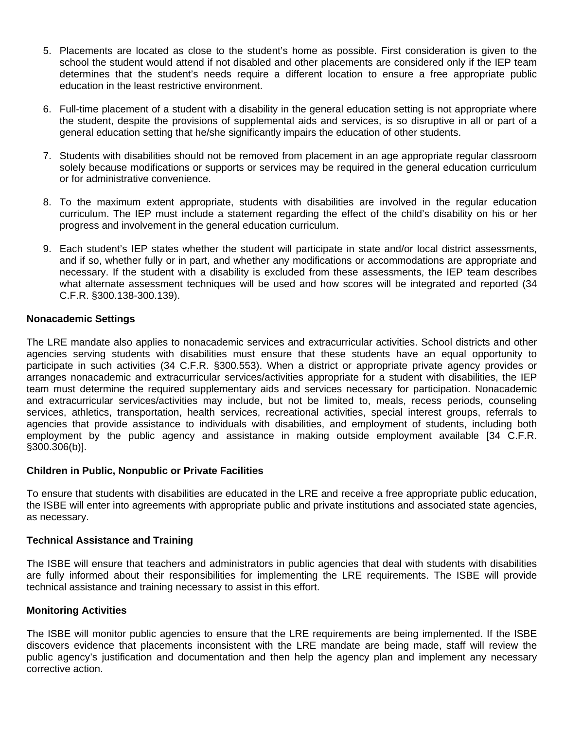5. Placements are located as close to the student's home as possible. First consideration is given to the school the student would attend if not disabled and other placements are considered only if the IEP team determines that the student's needs require a different location to ensure a free appropriate public education in the least restrictive environment.

6. Full-time placement of a student with a disability in the general education setting is not appropriate where the student, despite the provisions of supplemental aids and services, is so disruptive in all or part of a general education setting that he/she significantly impairs the education of other students.

7. Students with disabilities should not be removed from placement in an age appropriate regular classroom solely because modifications or supports or services may be required in the general education curriculum or for administrative convenience.

8. To the maximum extent appropriate, students with disabilities are involved in the regular education curriculum. The IEP must include a statement regarding the effect of the child's disability on his or her progress and involvement in the general education curriculum.

9. Each student's IEP states whether the student will participate in state and/or local district assessments, and if so, whether fully or in part, and whether any modifications or accommodations are appropriate and necessary. If the student with a disability is excluded from these assessments, the IEP team describes what alternate assessment techniques will be used and how scores will be integrated and reported (34 C.F.R. §300.138-300.139).

**Nonacademic Settings**

The LRE mandate also applies to nonacademic services and extracurricular activities. School districts and other agencies serving students with disabilities must ensure that these students have an equal opportunity to participate in such activities (34 C.F.R. §300.553). When a district or appropriate private agency provides or arranges nonacademic and extracurricular services/activities appropriate for a student with disabilities, the IEP team must determine the required supplementary aids and services necessary for participation. Nonacademic and extracurricular services/activities may include, but not be limited to, meals, recess periods, counseling services, athletics, transportation, health services, recreational activities, special interest groups, referrals to agencies that provide assistance to individuals with disabilities, and employment of students, including both employment by the public agency and assistance in making outside employment available [34 C.F.R. §300.306(b)].

**Children in Public, Nonpublic or Private Facilities**

To ensure that students with disabilities are educated in the LRE and receive a free appropriate public education, the ISBE will enter into agreements with appropriate public and private institutions and associated state agencies, as necessary.

**Technical Assistance and Training**

The ISBE will ensure that teachers and administrators in public agencies that deal with students with disabilities are fully informed about their responsibilities for implementing the LRE requirements. The ISBE will provide technical assistance and training necessary to assist in this effort.

**Monitoring Activities**

The ISBE will monitor public agencies to ensure that the LRE requirements are being implemented. If the ISBE discovers evidence that placements inconsistent with the LRE mandate are being made, staff will review the public agency's justification and documentation and then help the agency plan and implement any necessary corrective action.